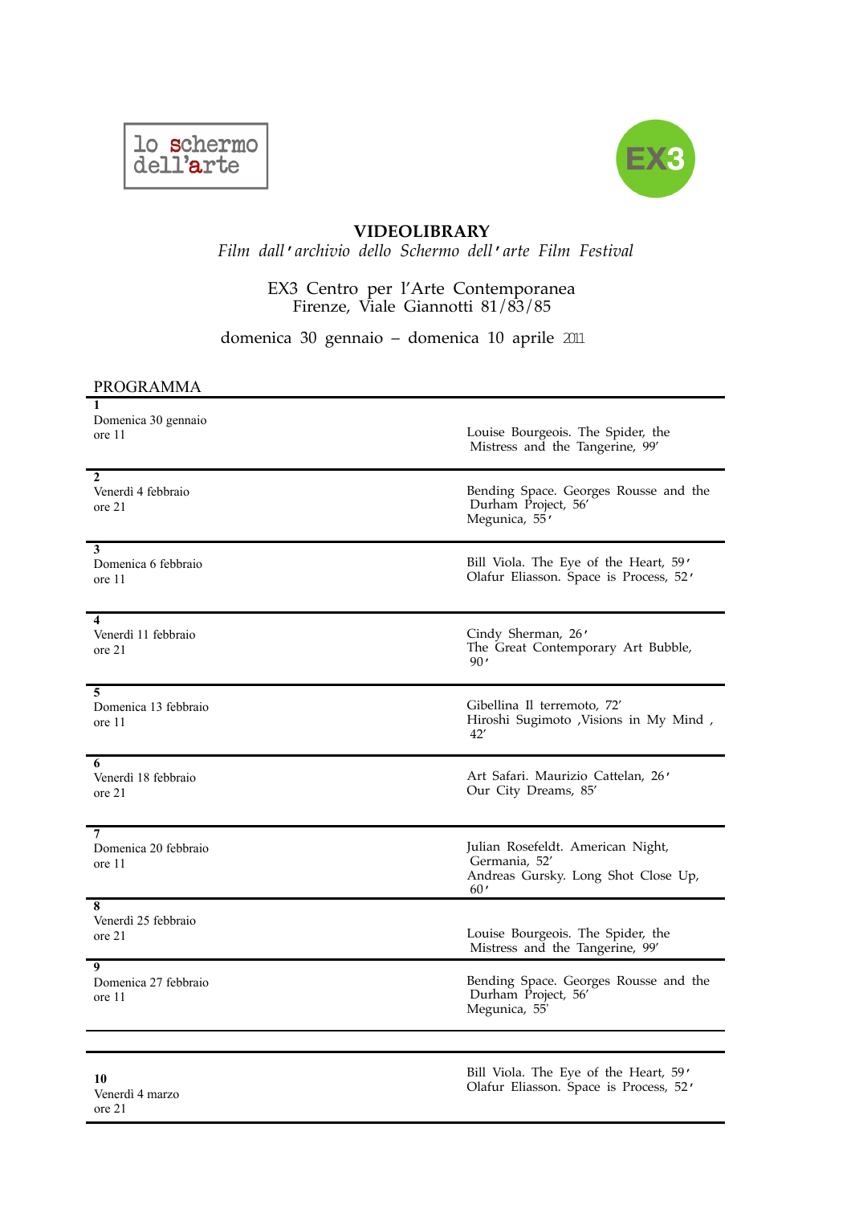lo schermo dell'arte

EX3

# VIDEOLIBRARY

*Film dall'archivio dello Schermo dell'arte Film Festival*

EX3 Centro per l'Arte Contemporanea
Firenze, Viale Giannotti 81/83/85

domenica 30 gennaio – domenica 10 aprile 2011

## PROGRAMMA

| | |
|---|---|
| **1**<br>Domenica 30 gennaio<br>ore 11 | Louise Bourgeois. The Spider, the Mistress and the Tangerine, 99' |
| **2**<br>Venerdì 4 febbraio<br>ore 21 | Bending Space. Georges Rousse and the Durham Project, 56'<br>Megunica, 55' |
| **3**<br>Domenica 6 febbraio<br>ore 11 | Bill Viola. The Eye of the Heart, 59'<br>Olafur Eliasson. Space is Process, 52' |
| **4**<br>Venerdì 11 febbraio<br>ore 21 | Cindy Sherman, 26'<br>The Great Contemporary Art Bubble, 90' |
| **5**<br>Domenica 13 febbraio<br>ore 11 | Gibellina Il terremoto, 72'<br>Hiroshi Sugimoto ,Visions in My Mind , 42' |
| **6**<br>Venerdì 18 febbraio<br>ore 21 | Art Safari. Maurizio Cattelan, 26'<br>Our City Dreams, 85' |
| **7**<br>Domenica 20 febbraio<br>ore 11 | Julian Rosefeldt. American Night, Germania, 52'<br>Andreas Gursky. Long Shot Close Up, 60' |
| **8**<br>Venerdì 25 febbraio<br>ore 21 | Louise Bourgeois. The Spider, the Mistress and the Tangerine, 99' |
| **9**<br>Domenica 27 febbraio<br>ore 11 | Bending Space. Georges Rousse and the Durham Project, 56'<br>Megunica, 55' |
| **10**<br>Venerdì 4 marzo<br>ore 21 | Bill Viola. The Eye of the Heart, 59'<br>Olafur Eliasson. Space is Process, 52' |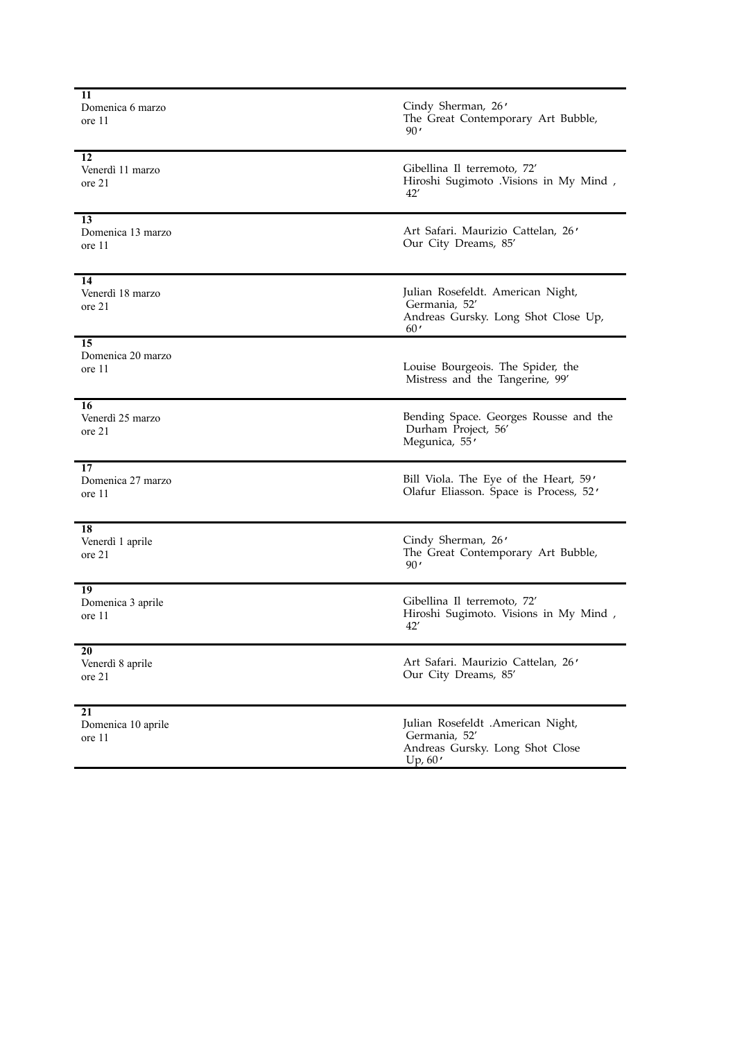| | |
|---|---|
| **11**<br>Domenica 6 marzo<br>ore 11 | Cindy Sherman, 26′<br>The Great Contemporary Art Bubble, 90′ |
| **12**<br>Venerdì 11 marzo<br>ore 21 | Gibellina Il terremoto, 72′<br>Hiroshi Sugimoto .Visions in My Mind , 42′ |
| **13**<br>Domenica 13 marzo<br>ore 11 | Art Safari. Maurizio Cattelan, 26′<br>Our City Dreams, 85′ |
| **14**<br>Venerdì 18 marzo<br>ore 21 | Julian Rosefeldt. American Night, Germania, 52′<br>Andreas Gursky. Long Shot Close Up, 60′ |
| **15**<br>Domenica 20 marzo<br>ore 11 | Louise Bourgeois. The Spider, the Mistress and the Tangerine, 99′ |
| **16**<br>Venerdì 25 marzo<br>ore 21 | Bending Space. Georges Rousse and the Durham Project, 56′<br>Megunica, 55′ |
| **17**<br>Domenica 27 marzo<br>ore 11 | Bill Viola. The Eye of the Heart, 59′<br>Olafur Eliasson. Space is Process, 52′ |
| **18**<br>Venerdì 1 aprile<br>ore 21 | Cindy Sherman, 26′<br>The Great Contemporary Art Bubble, 90′ |
| **19**<br>Domenica 3 aprile<br>ore 11 | Gibellina Il terremoto, 72′<br>Hiroshi Sugimoto. Visions in My Mind , 42′ |
| **20**<br>Venerdì 8 aprile<br>ore 21 | Art Safari. Maurizio Cattelan, 26′<br>Our City Dreams, 85′ |
| **21**<br>Domenica 10 aprile<br>ore 11 | Julian Rosefeldt .American Night, Germania, 52′<br>Andreas Gursky. Long Shot Close Up, 60′ |